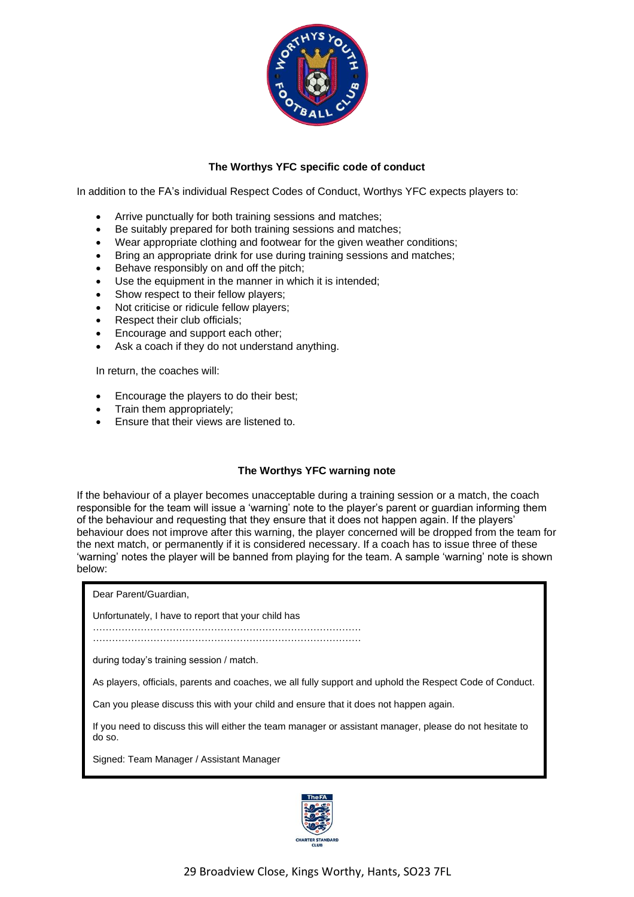## The Worthys YFC specific code of conduct

In addition to the FA's individual Respect Codes of Conduct, Worthys YFC expects players to:

- Arrive punctually for both training sessions and matches;
- Be suitably prepared for both training sessions and matches;
- Wear appropriate clothing and footwear for the given weather conditions;
- Bring an appropriate drink for use during training sessions and matches;
- Behave responsibly on and off the pitch;
- Use the equipment in the manner in which it is intended;
- Show respect to their fellow players;
- Not criticise or ridicule fellow players;
- Respect their club officials;
- Encourage and support each other;
- Ask a coach if they do not understand anything.

In return, the coaches will:

- Encourage the players to do their best;
- Train them appropriately;
- Ensure that their views are listened to.

## The Worthys YFC warning note

If the behaviour of a player becomes unacceptable during a training session or a match, the coach responsible for the team will issue a 'warning' note to the player's parent or guardian informing them of the behaviour and requesting that they ensure that it does not happen again. If the players' behaviour does not improve after this warning, the player concerned will be dropped from the team for the next match, or permanently if it is considered necessary. If a coach has to issue three of these 'warning' notes the player will be banned from playing for the team. A sample 'warning' note is shown below:

> Dear Parent/Guardian,
>
> Unfortunately, I have to report that your child has
> ……………………………………………………………………………
> ……………………………………………………………………………
>
> during today's training session / match.
>
> As players, officials, parents and coaches, we all fully support and uphold the Respect Code of Conduct.
>
> Can you please discuss this with your child and ensure that it does not happen again.
>
> If you need to discuss this will either the team manager or assistant manager, please do not hesitate to do so.
>
> Signed: Team Manager / Assistant Manager

29 Broadview Close, Kings Worthy, Hants, SO23 7FL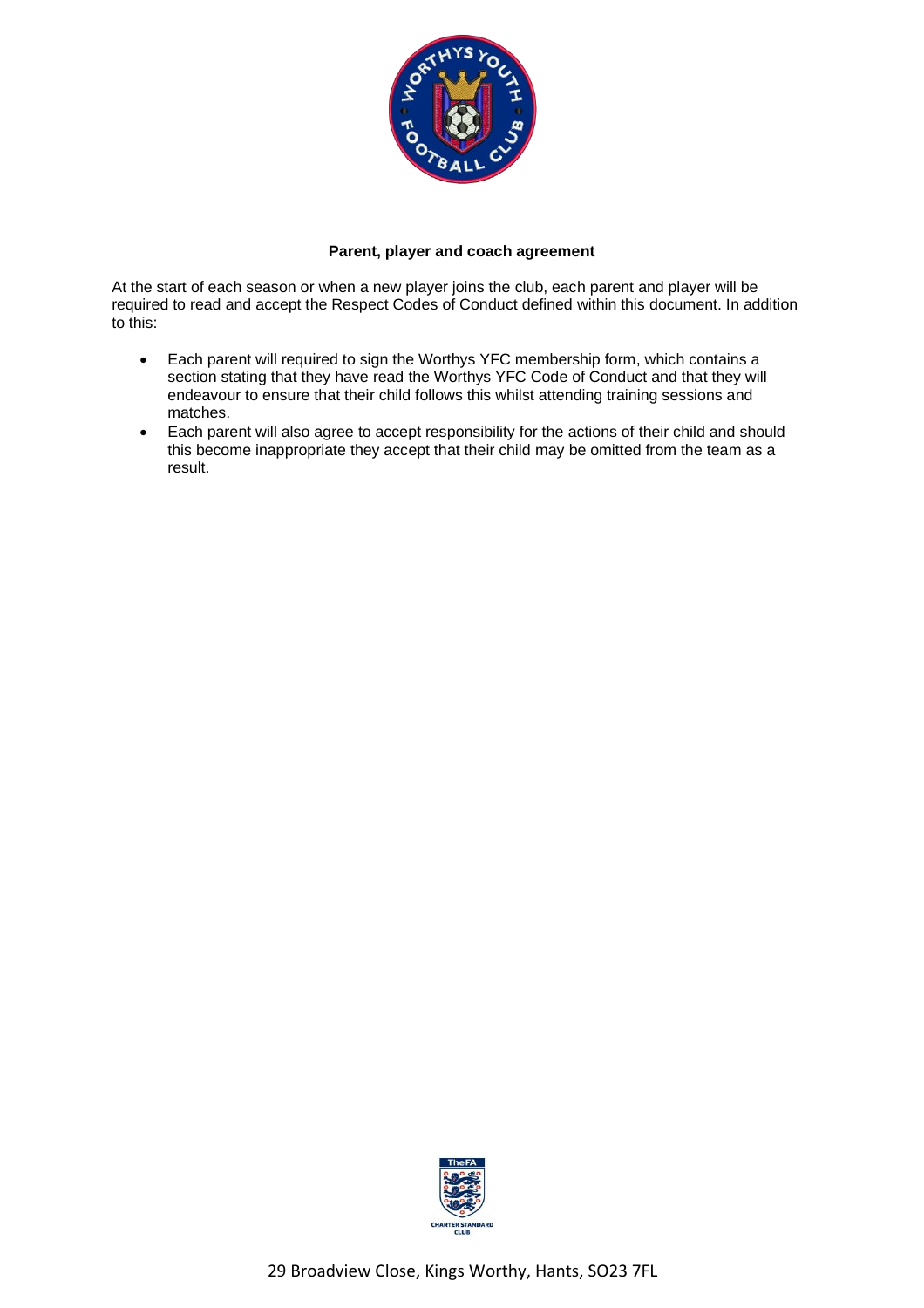**Parent, player and coach agreement**

At the start of each season or when a new player joins the club, each parent and player will be required to read and accept the Respect Codes of Conduct defined within this document. In addition to this:

- Each parent will required to sign the Worthys YFC membership form, which contains a section stating that they have read the Worthys YFC Code of Conduct and that they will endeavour to ensure that their child follows this whilst attending training sessions and matches.
- Each parent will also agree to accept responsibility for the actions of their child and should this become inappropriate they accept that their child may be omitted from the team as a result.